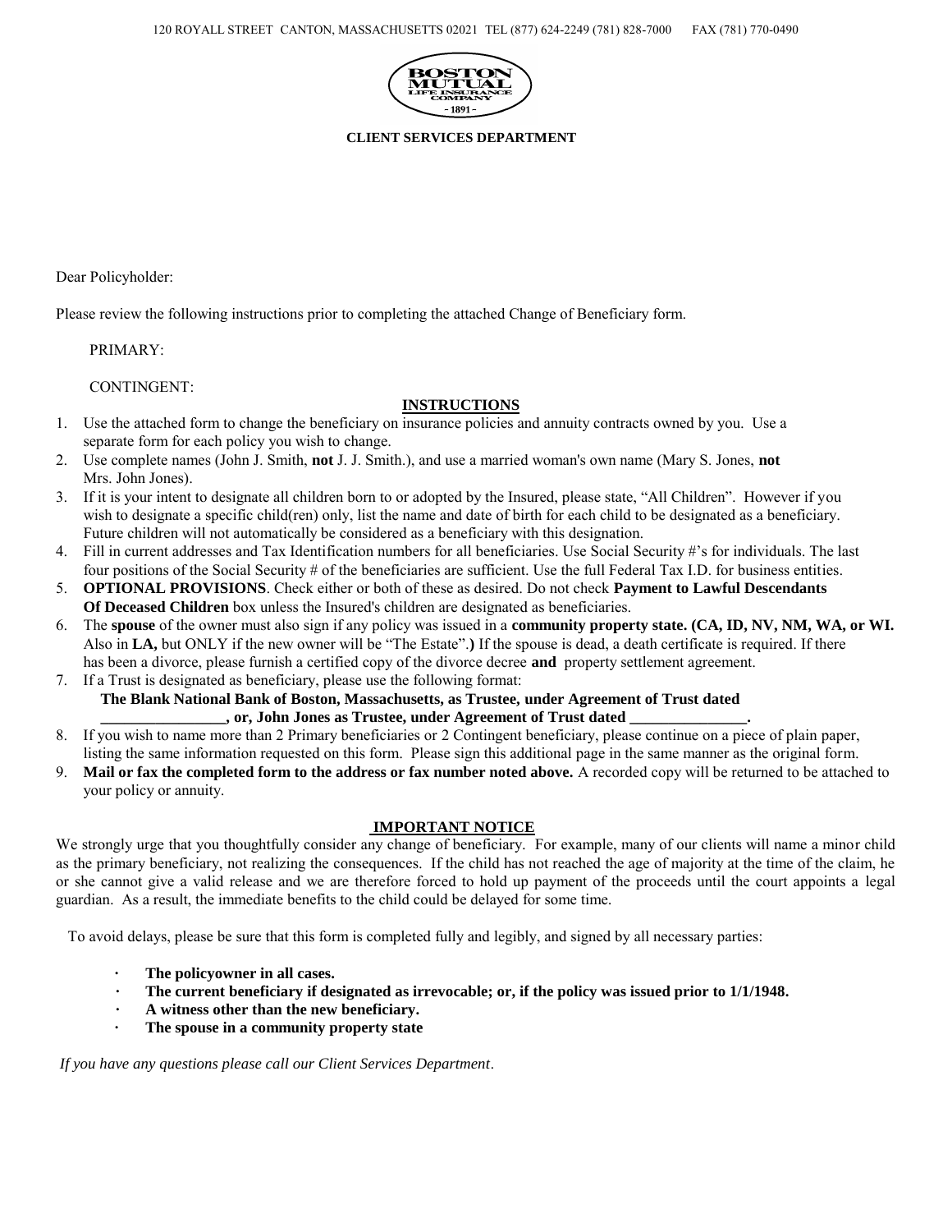120 ROYALL STREET CANTON, MASSACHUSETTS 02021 TEL (877) 624-2249 (781) 828-7000 FAX (781) 770-0490

BOSTON MUTUAL LIFE INSURANCE COMPANY - 1891 -

**CLIENT SERVICES DEPARTMENT**

Dear Policyholder:

Please review the following instructions prior to completing the attached Change of Beneficiary form.

PRIMARY:

CONTINGENT:

## INSTRUCTIONS

1. Use the attached form to change the beneficiary on insurance policies and annuity contracts owned by you. Use a separate form for each policy you wish to change.
2. Use complete names (John J. Smith, **not** J. J. Smith.), and use a married woman's own name (Mary S. Jones, **not** Mrs. John Jones).
3. If it is your intent to designate all children born to or adopted by the Insured, please state, "All Children". However if you wish to designate a specific child(ren) only, list the name and date of birth for each child to be designated as a beneficiary. Future children will not automatically be considered as a beneficiary with this designation.
4. Fill in current addresses and Tax Identification numbers for all beneficiaries. Use Social Security #'s for individuals. The last four positions of the Social Security # of the beneficiaries are sufficient. Use the full Federal Tax I.D. for business entities.
5. **OPTIONAL PROVISIONS**. Check either or both of these as desired. Do not check **Payment to Lawful Descendants Of Deceased Children** box unless the Insured's children are designated as beneficiaries.
6. The **spouse** of the owner must also sign if any policy was issued in a **community property state. (CA, ID, NV, NM, WA, or WI.** Also in **LA,** but ONLY if the new owner will be "The Estate".**)** If the spouse is dead, a death certificate is required. If there has been a divorce, please furnish a certified copy of the divorce decree **and** property settlement agreement.
7. If a Trust is designated as beneficiary, please use the following format:
   **The Blank National Bank of Boston, Massachusetts, as Trustee, under Agreement of Trust dated ________________, or, John Jones as Trustee, under Agreement of Trust dated _______________.**
8. If you wish to name more than 2 Primary beneficiaries or 2 Contingent beneficiary, please continue on a piece of plain paper, listing the same information requested on this form. Please sign this additional page in the same manner as the original form.
9. **Mail or fax the completed form to the address or fax number noted above.** A recorded copy will be returned to be attached to your policy or annuity.

## IMPORTANT NOTICE

We strongly urge that you thoughtfully consider any change of beneficiary. For example, many of our clients will name a minor child as the primary beneficiary, not realizing the consequences. If the child has not reached the age of majority at the time of the claim, he or she cannot give a valid release and we are therefore forced to hold up payment of the proceeds until the court appoints a legal guardian. As a result, the immediate benefits to the child could be delayed for some time.

To avoid delays, please be sure that this form is completed fully and legibly, and signed by all necessary parties:

- **The policyowner in all cases.**
- **The current beneficiary if designated as irrevocable; or, if the policy was issued prior to 1/1/1948.**
- **A witness other than the new beneficiary.**
- **The spouse in a community property state**

*If you have any questions please call our Client Services Department*.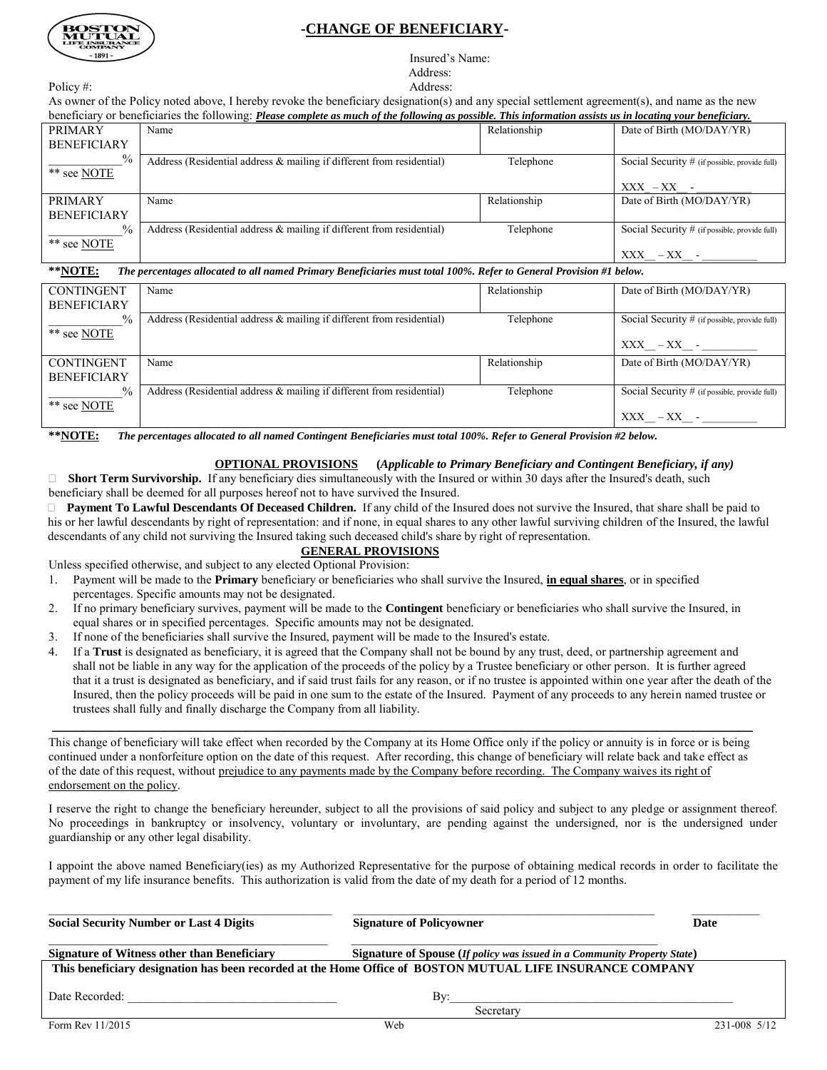# -CHANGE OF BENEFICIARY-

Insured's Name:
Address:
Policy #: Address:

As owner of the Policy noted above, I hereby revoke the beneficiary designation(s) and any special settlement agreement(s), and name as the new beneficiary or beneficiaries the following: ***Please complete as much of the following as possible. This information assists us in locating your beneficiary.***

| | | | |
|---|---|---|---|
| PRIMARY BENEFICIARY | Name | Relationship | Date of Birth (MO/DAY/YR) |
| ___________% ** see NOTE | Address (Residential address & mailing if different from residential) | Telephone | Social Security # (if possible, provide full) XXX_ – XX__ - _________ |
| PRIMARY BENEFICIARY | Name | Relationship | Date of Birth (MO/DAY/YR) |
| ___________% ** see NOTE | Address (Residential address & mailing if different from residential) | Telephone | Social Security # (if possible, provide full) XXX__ – XX__ - _________ |

****NOTE:** ***The percentages allocated to all named Primary Beneficiaries must total 100%. Refer to General Provision #1 below.***

| | | | |
|---|---|---|---|
| CONTINGENT BENEFICIARY | Name | Relationship | Date of Birth (MO/DAY/YR) |
| ___________% ** see NOTE | Address (Residential address & mailing if different from residential) | Telephone | Social Security # (if possible, provide full) XXX__ – XX__ - _________ |
| CONTINGENT BENEFICIARY | Name | Relationship | Date of Birth (MO/DAY/YR) |
| ___________% ** see NOTE | Address (Residential address & mailing if different from residential) | Telephone | Social Security # (if possible, provide full) XXX__ – XX__ - _________ |

****NOTE:** ***The percentages allocated to all named Contingent Beneficiaries must total 100%. Refer to General Provision #2 below.***

## OPTIONAL PROVISIONS (*Applicable to Primary Beneficiary and Contingent Beneficiary, if any)*

☐ **Short Term Survivorship.** If any beneficiary dies simultaneously with the Insured or within 30 days after the Insured's death, such beneficiary shall be deemed for all purposes hereof not to have survived the Insured.

☐ **Payment To Lawful Descendants Of Deceased Children.** If any child of the Insured does not survive the Insured, that share shall be paid to his or her lawful descendants by right of representation: and if none, in equal shares to any other lawful surviving children of the Insured, the lawful descendants of any child not surviving the Insured taking such deceased child's share by right of representation.

## GENERAL PROVISIONS

Unless specified otherwise, and subject to any elected Optional Provision:

1. Payment will be made to the **Primary** beneficiary or beneficiaries who shall survive the Insured, **in equal shares**, or in specified percentages. Specific amounts may not be designated.
2. If no primary beneficiary survives, payment will be made to the **Contingent** beneficiary or beneficiaries who shall survive the Insured, in equal shares or in specified percentages. Specific amounts may not be designated.
3. If none of the beneficiaries shall survive the Insured, payment will be made to the Insured's estate.
4. If a **Trust** is designated as beneficiary, it is agreed that the Company shall not be bound by any trust, deed, or partnership agreement and shall not be liable in any way for the application of the proceeds of the policy by a Trustee beneficiary or other person. It is further agreed that it a trust is designated as beneficiary, and if said trust fails for any reason, or if no trustee is appointed within one year after the death of the Insured, then the policy proceeds will be paid in one sum to the estate of the Insured. Payment of any proceeds to any herein named trustee or trustees shall fully and finally discharge the Company from all liability.

---

This change of beneficiary will take effect when recorded by the Company at its Home Office only if the policy or annuity is in force or is being continued under a nonforfeiture option on the date of this request. After recording, this change of beneficiary will relate back and take effect as of the date of this request, without prejudice to any payments made by the Company before recording. The Company waives its right of endorsement on the policy.

I reserve the right to change the beneficiary hereunder, subject to all the provisions of said policy and subject to any pledge or assignment thereof. No proceedings in bankruptcy or insolvency, voluntary or involuntary, are pending against the undersigned, nor is the undersigned under guardianship or any other legal disability.

I appoint the above named Beneficiary(ies) as my Authorized Representative for the purpose of obtaining medical records in order to facilitate the payment of my life insurance benefits. This authorization is valid from the date of my death for a period of 12 months.

**Social Security Number or Last 4 Digits** &nbsp;&nbsp; **Signature of Policyowner** &nbsp;&nbsp; **Date**

**Signature of Witness other than Beneficiary** &nbsp;&nbsp; **Signature of Spouse (*If policy was issued in a Community Property State*)**

**This beneficiary designation has been recorded at the Home Office of BOSTON MUTUAL LIFE INSURANCE COMPANY**

Date Recorded: ______________________ By: ______________________
Secretary

Form Rev 11/2015 Web 231-008 5/12